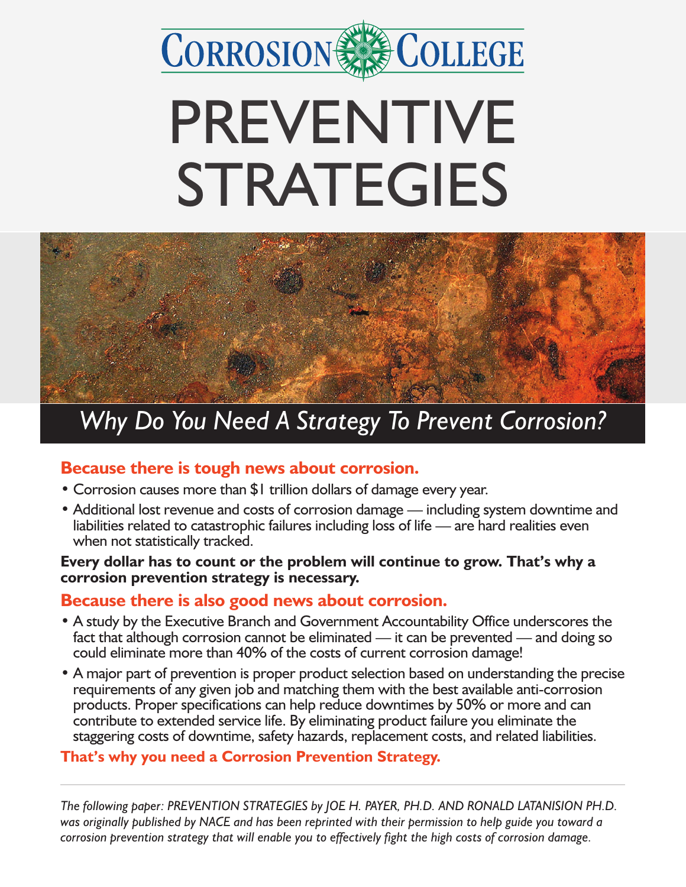# CORROSION COLLEGE

# PREVENTIVE STRATEGIES

## *Why Do You Need A Strategy To Prevent Corrosion?*

### Because there is tough news about corrosion.

- Corrosion causes more than $1 trillion dollars of damage every year.
- Additional lost revenue and costs of corrosion damage — including system downtime and liabilities related to catastrophic failures including loss of life — are hard realities even when not statistically tracked.

**Every dollar has to count or the problem will continue to grow. That's why a corrosion prevention strategy is necessary.**

### Because there is also good news about corrosion.

- A study by the Executive Branch and Government Accountability Office underscores the fact that although corrosion cannot be eliminated — it can be prevented — and doing so could eliminate more than 40% of the costs of current corrosion damage!
- A major part of prevention is proper product selection based on understanding the precise requirements of any given job and matching them with the best available anti-corrosion products. Proper specifications can help reduce downtimes by 50% or more and can contribute to extended service life. By eliminating product failure you eliminate the staggering costs of downtime, safety hazards, replacement costs, and related liabilities.

**That's why you need a Corrosion Prevention Strategy.**

---

*The following paper: PREVENTION STRATEGIES by JOE H. PAYER, PH.D. AND RONALD LATANISION PH.D. was originally published by NACE and has been reprinted with their permission to help guide you toward a corrosion prevention strategy that will enable you to effectively fight the high costs of corrosion damage.*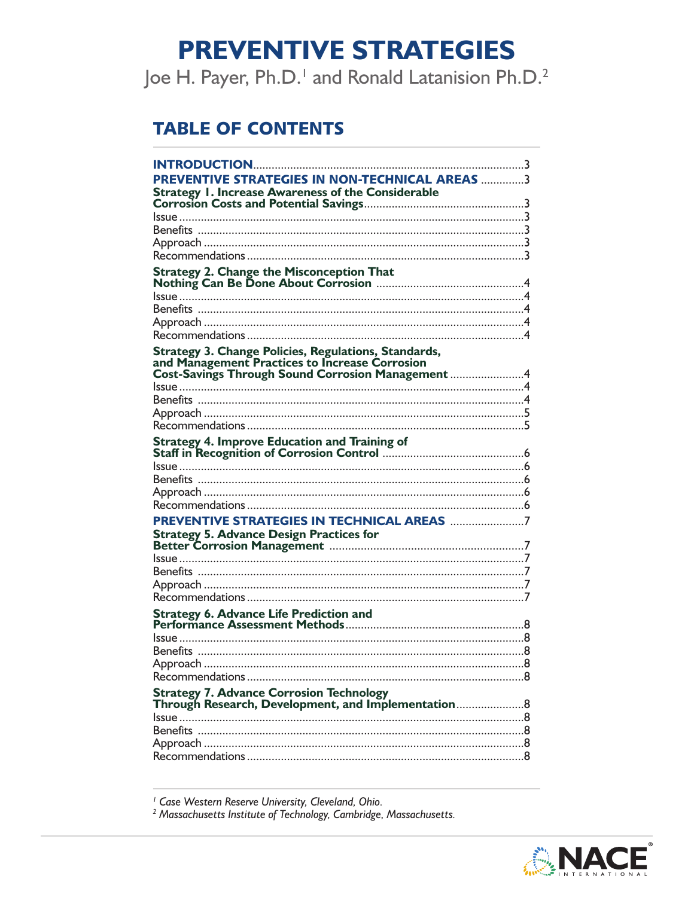# PREVENTIVE STRATEGIES

Joe H. Payer, Ph.D.[1] and Ronald Latanision Ph.D.[2]

## TABLE OF CONTENTS

**INTRODUCTION** ........ 3

**PREVENTIVE STRATEGIES IN NON-TECHNICAL AREAS** ........ 3

**Strategy 1. Increase Awareness of the Considerable Corrosion Costs and Potential Savings** ........ 3

- Issue ........ 3
- Benefits ........ 3
- Approach ........ 3
- Recommendations ........ 3

**Strategy 2. Change the Misconception That Nothing Can Be Done About Corrosion** ........ 4

- Issue ........ 4
- Benefits ........ 4
- Approach ........ 4
- Recommendations ........ 4

**Strategy 3. Change Policies, Regulations, Standards, and Management Practices to Increase Corrosion Cost-Savings Through Sound Corrosion Management** ........ 4

- Issue ........ 4
- Benefits ........ 4
- Approach ........ 5
- Recommendations ........ 5

**Strategy 4. Improve Education and Training of Staff in Recognition of Corrosion Control** ........ 6

- Issue ........ 6
- Benefits ........ 6
- Approach ........ 6
- Recommendations ........ 6

**PREVENTIVE STRATEGIES IN TECHNICAL AREAS** ........ 7

**Strategy 5. Advance Design Practices for Better Corrosion Management** ........ 7

- Issue ........ 7
- Benefits ........ 7
- Approach ........ 7
- Recommendations ........ 7

**Strategy 6. Advance Life Prediction and Performance Assessment Methods** ........ 8

- Issue ........ 8
- Benefits ........ 8
- Approach ........ 8
- Recommendations ........ 8

**Strategy 7. Advance Corrosion Technology Through Research, Development, and Implementation** ........ 8

- Issue ........ 8
- Benefits ........ 8
- Approach ........ 8
- Recommendations ........ 8

---

*[1] Case Western Reserve University, Cleveland, Ohio.*

*[2] Massachusetts Institute of Technology, Cambridge, Massachusetts.*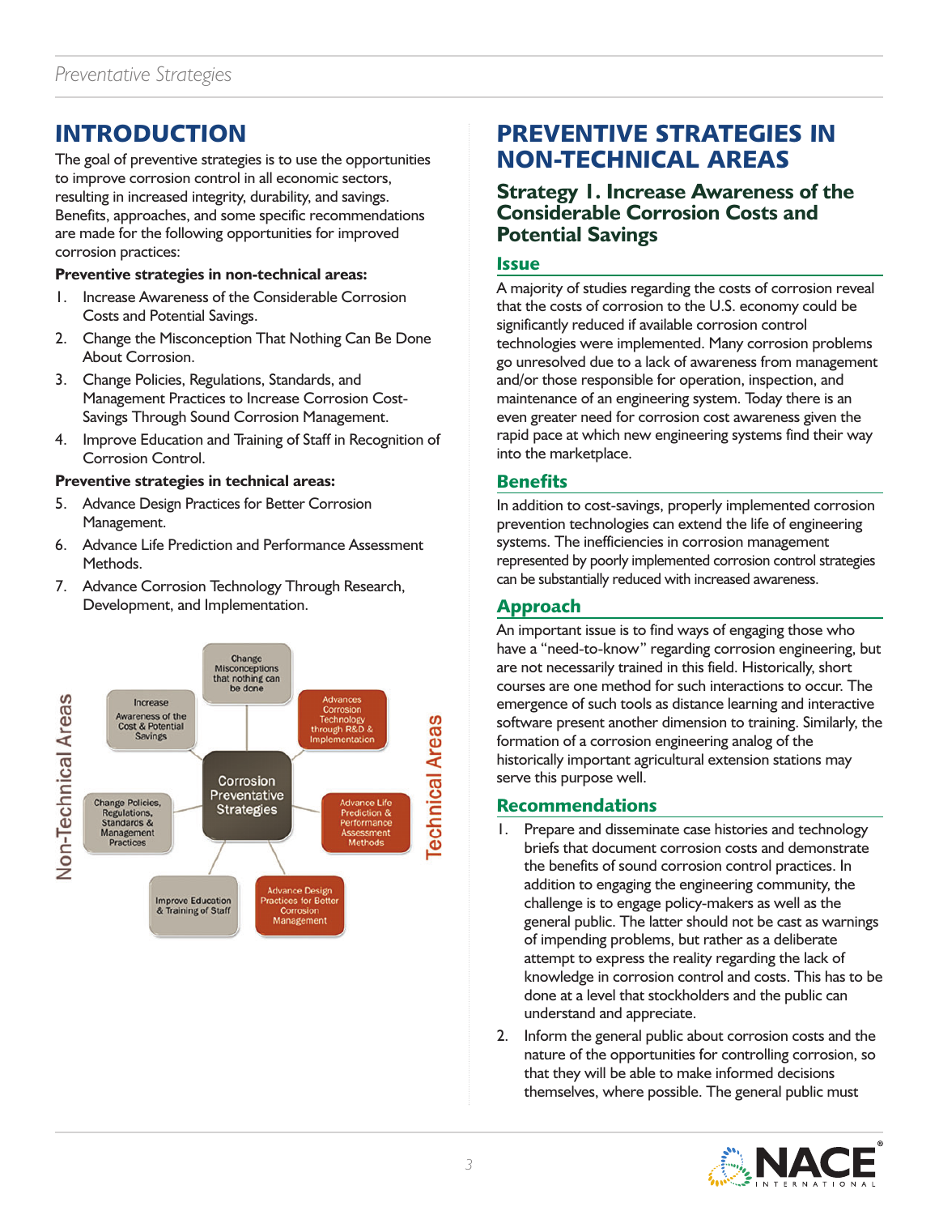# INTRODUCTION

The goal of preventive strategies is to use the opportunities to improve corrosion control in all economic sectors, resulting in increased integrity, durability, and savings. Benefits, approaches, and some specific recommendations are made for the following opportunities for improved corrosion practices:

**Preventive strategies in non-technical areas:**

1. Increase Awareness of the Considerable Corrosion Costs and Potential Savings.
2. Change the Misconception That Nothing Can Be Done About Corrosion.
3. Change Policies, Regulations, Standards, and Management Practices to Increase Corrosion Cost-Savings Through Sound Corrosion Management.
4. Improve Education and Training of Staff in Recognition of Corrosion Control.

**Preventive strategies in technical areas:**

5. Advance Design Practices for Better Corrosion Management.
6. Advance Life Prediction and Performance Assessment Methods.
7. Advance Corrosion Technology Through Research, Development, and Implementation.

Non-Technical Areas
Increase Awareness of the Cost & Potential Savings
Change Misconceptions that nothing can be done
Change Policies, Regulations, Standards & Management Practices
Improve Education & Training of Staff
Corrosion Preventative Strategies
Technical Areas
Advance Corrosion Technology through R&D & Implementation
Advance Life Prediction & Performance Assessment Methods
Advance Design Practices for Better Corrosion Management

# PREVENTIVE STRATEGIES IN NON-TECHNICAL AREAS

## Strategy 1. Increase Awareness of the Considerable Corrosion Costs and Potential Savings

### Issue

A majority of studies regarding the costs of corrosion reveal that the costs of corrosion to the U.S. economy could be significantly reduced if available corrosion control technologies were implemented. Many corrosion problems go unresolved due to a lack of awareness from management and/or those responsible for operation, inspection, and maintenance of an engineering system. Today there is an even greater need for corrosion cost awareness given the rapid pace at which new engineering systems find their way into the marketplace.

### Benefits

In addition to cost-savings, properly implemented corrosion prevention technologies can extend the life of engineering systems. The inefficiencies in corrosion management represented by poorly implemented corrosion control strategies can be substantially reduced with increased awareness.

### Approach

An important issue is to find ways of engaging those who have a "need-to-know" regarding corrosion engineering, but are not necessarily trained in this field. Historically, short courses are one method for such interactions to occur. The emergence of such tools as distance learning and interactive software present another dimension to training. Similarly, the formation of a corrosion engineering analog of the historically important agricultural extension stations may serve this purpose well.

### Recommendations

1. Prepare and disseminate case histories and technology briefs that document corrosion costs and demonstrate the benefits of sound corrosion control practices. In addition to engaging the engineering community, the challenge is to engage policy-makers as well as the general public. The latter should not be cast as warnings of impending problems, but rather as a deliberate attempt to express the reality regarding the lack of knowledge in corrosion control and costs. This has to be done at a level that stockholders and the public can understand and appreciate.
2. Inform the general public about corrosion costs and the nature of the opportunities for controlling corrosion, so that they will be able to make informed decisions themselves, where possible. The general public must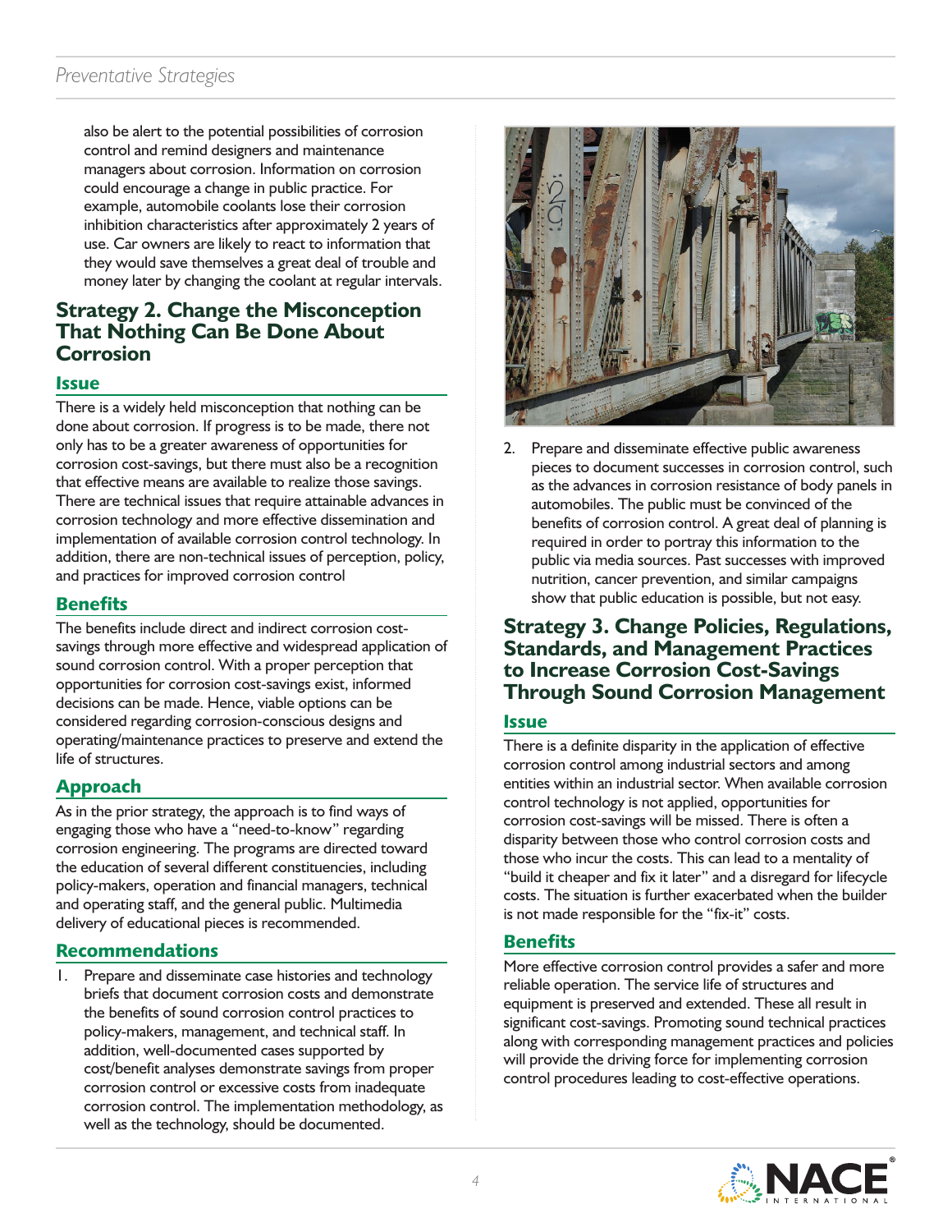also be alert to the potential possibilities of corrosion control and remind designers and maintenance managers about corrosion. Information on corrosion could encourage a change in public practice. For example, automobile coolants lose their corrosion inhibition characteristics after approximately 2 years of use. Car owners are likely to react to information that they would save themselves a great deal of trouble and money later by changing the coolant at regular intervals.

## Strategy 2. Change the Misconception That Nothing Can Be Done About Corrosion

### Issue

There is a widely held misconception that nothing can be done about corrosion. If progress is to be made, there not only has to be a greater awareness of opportunities for corrosion cost-savings, but there must also be a recognition that effective means are available to realize those savings. There are technical issues that require attainable advances in corrosion technology and more effective dissemination and implementation of available corrosion control technology. In addition, there are non-technical issues of perception, policy, and practices for improved corrosion control

### Benefits

The benefits include direct and indirect corrosion cost-savings through more effective and widespread application of sound corrosion control. With a proper perception that opportunities for corrosion cost-savings exist, informed decisions can be made. Hence, viable options can be considered regarding corrosion-conscious designs and operating/maintenance practices to preserve and extend the life of structures.

### Approach

As in the prior strategy, the approach is to find ways of engaging those who have a "need-to-know" regarding corrosion engineering. The programs are directed toward the education of several different constituencies, including policy-makers, operation and financial managers, technical and operating staff, and the general public. Multimedia delivery of educational pieces is recommended.

### Recommendations

1. Prepare and disseminate case histories and technology briefs that document corrosion costs and demonstrate the benefits of sound corrosion control practices to policy-makers, management, and technical staff. In addition, well-documented cases supported by cost/benefit analyses demonstrate savings from proper corrosion control or excessive costs from inadequate corrosion control. The implementation methodology, as well as the technology, should be documented.
2. Prepare and disseminate effective public awareness pieces to document successes in corrosion control, such as the advances in corrosion resistance of body panels in automobiles. The public must be convinced of the benefits of corrosion control. A great deal of planning is required in order to portray this information to the public via media sources. Past successes with improved nutrition, cancer prevention, and similar campaigns show that public education is possible, but not easy.

## Strategy 3. Change Policies, Regulations, Standards, and Management Practices to Increase Corrosion Cost-Savings Through Sound Corrosion Management

### Issue

There is a definite disparity in the application of effective corrosion control among industrial sectors and among entities within an industrial sector. When available corrosion control technology is not applied, opportunities for corrosion cost-savings will be missed. There is often a disparity between those who control corrosion costs and those who incur the costs. This can lead to a mentality of "build it cheaper and fix it later" and a disregard for lifecycle costs. The situation is further exacerbated when the builder is not made responsible for the "fix-it" costs.

### Benefits

More effective corrosion control provides a safer and more reliable operation. The service life of structures and equipment is preserved and extended. These all result in significant cost-savings. Promoting sound technical practices along with corresponding management practices and policies will provide the driving force for implementing corrosion control procedures leading to cost-effective operations.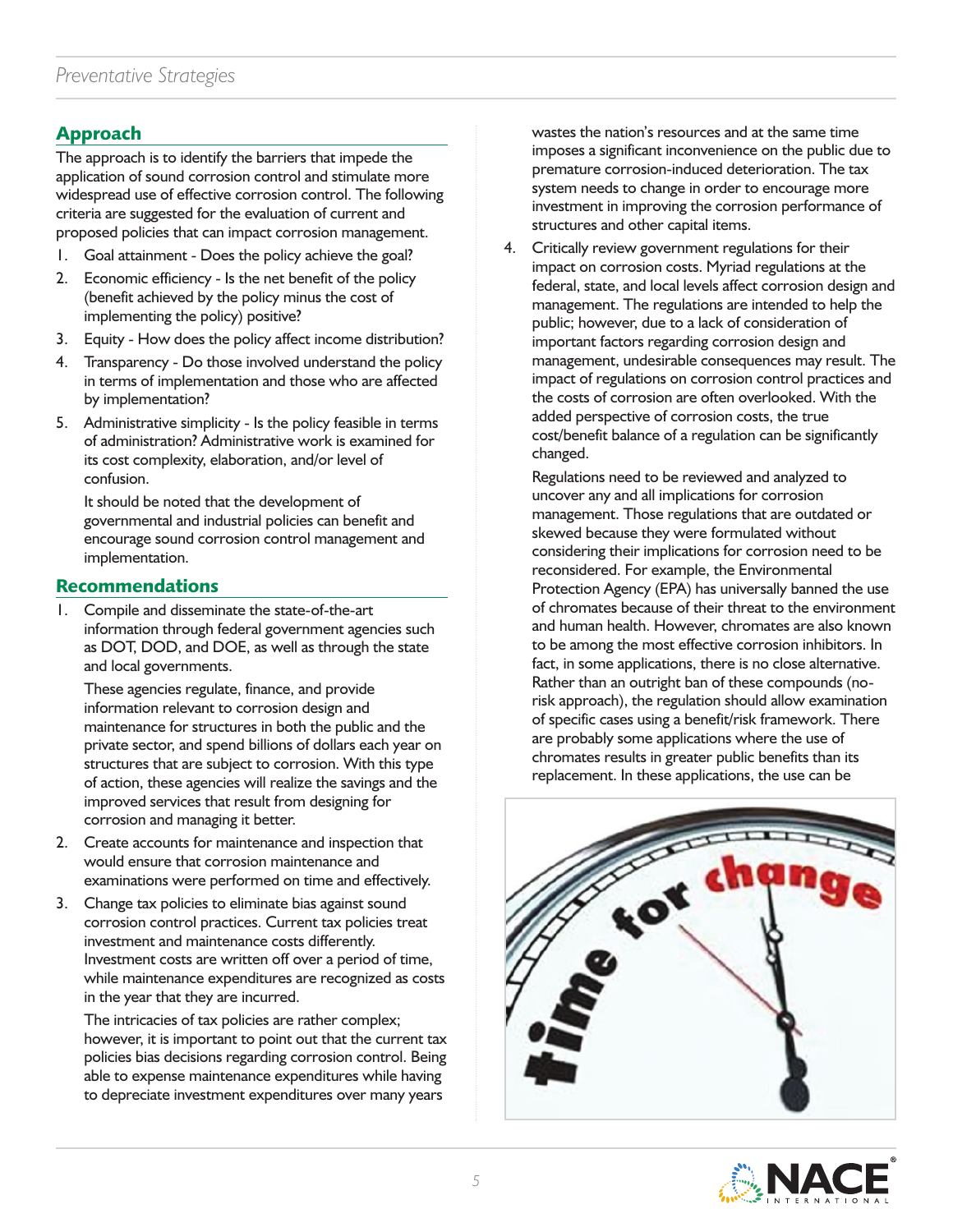## Approach

The approach is to identify the barriers that impede the application of sound corrosion control and stimulate more widespread use of effective corrosion control. The following criteria are suggested for the evaluation of current and proposed policies that can impact corrosion management.

1. Goal attainment - Does the policy achieve the goal?
2. Economic efficiency - Is the net benefit of the policy (benefit achieved by the policy minus the cost of implementing the policy) positive?
3. Equity - How does the policy affect income distribution?
4. Transparency - Do those involved understand the policy in terms of implementation and those who are affected by implementation?
5. Administrative simplicity - Is the policy feasible in terms of administration? Administrative work is examined for its cost complexity, elaboration, and/or level of confusion.

   It should be noted that the development of governmental and industrial policies can benefit and encourage sound corrosion control management and implementation.

## Recommendations

1. Compile and disseminate the state-of-the-art information through federal government agencies such as DOT, DOD, and DOE, as well as through the state and local governments.

   These agencies regulate, finance, and provide information relevant to corrosion design and maintenance for structures in both the public and the private sector, and spend billions of dollars each year on structures that are subject to corrosion. With this type of action, these agencies will realize the savings and the improved services that result from designing for corrosion and managing it better.

2. Create accounts for maintenance and inspection that would ensure that corrosion maintenance and examinations were performed on time and effectively.

3. Change tax policies to eliminate bias against sound corrosion control practices. Current tax policies treat investment and maintenance costs differently. Investment costs are written off over a period of time, while maintenance expenditures are recognized as costs in the year that they are incurred.

   The intricacies of tax policies are rather complex; however, it is important to point out that the current tax policies bias decisions regarding corrosion control. Being able to expense maintenance expenditures while having to depreciate investment expenditures over many years wastes the nation's resources and at the same time imposes a significant inconvenience on the public due to premature corrosion-induced deterioration. The tax system needs to change in order to encourage more investment in improving the corrosion performance of structures and other capital items.

4. Critically review government regulations for their impact on corrosion costs. Myriad regulations at the federal, state, and local levels affect corrosion design and management. The regulations are intended to help the public; however, due to a lack of consideration of important factors regarding corrosion design and management, undesirable consequences may result. The impact of regulations on corrosion control practices and the costs of corrosion are often overlooked. With the added perspective of corrosion costs, the true cost/benefit balance of a regulation can be significantly changed.

   Regulations need to be reviewed and analyzed to uncover any and all implications for corrosion management. Those regulations that are outdated or skewed because they were formulated without considering their implications for corrosion need to be reconsidered. For example, the Environmental Protection Agency (EPA) has universally banned the use of chromates because of their threat to the environment and human health. However, chromates are also known to be among the most effective corrosion inhibitors. In fact, in some applications, there is no close alternative. Rather than an outright ban of these compounds (no-risk approach), the regulation should allow examination of specific cases using a benefit/risk framework. There are probably some applications where the use of chromates results in greater public benefits than its replacement. In these applications, the use can be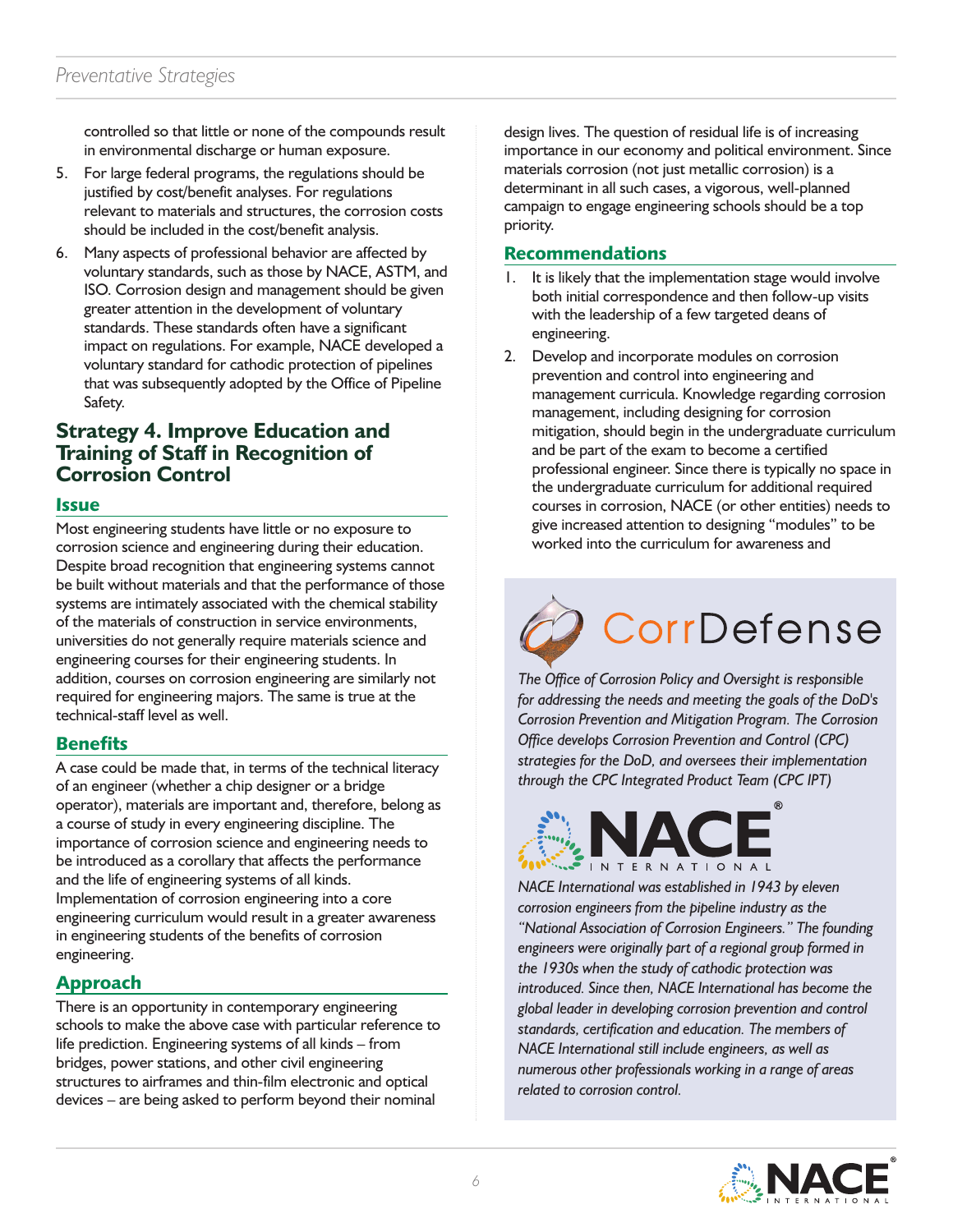controlled so that little or none of the compounds result in environmental discharge or human exposure.

5. For large federal programs, the regulations should be justified by cost/benefit analyses. For regulations relevant to materials and structures, the corrosion costs should be included in the cost/benefit analysis.
6. Many aspects of professional behavior are affected by voluntary standards, such as those by NACE, ASTM, and ISO. Corrosion design and management should be given greater attention in the development of voluntary standards. These standards often have a significant impact on regulations. For example, NACE developed a voluntary standard for cathodic protection of pipelines that was subsequently adopted by the Office of Pipeline Safety.

## Strategy 4. Improve Education and Training of Staff in Recognition of Corrosion Control

### Issue

Most engineering students have little or no exposure to corrosion science and engineering during their education. Despite broad recognition that engineering systems cannot be built without materials and that the performance of those systems are intimately associated with the chemical stability of the materials of construction in service environments, universities do not generally require materials science and engineering courses for their engineering students. In addition, courses on corrosion engineering are similarly not required for engineering majors. The same is true at the technical-staff level as well.

### Benefits

A case could be made that, in terms of the technical literacy of an engineer (whether a chip designer or a bridge operator), materials are important and, therefore, belong as a course of study in every engineering discipline. The importance of corrosion science and engineering needs to be introduced as a corollary that affects the performance and the life of engineering systems of all kinds. Implementation of corrosion engineering into a core engineering curriculum would result in a greater awareness in engineering students of the benefits of corrosion engineering.

### Approach

There is an opportunity in contemporary engineering schools to make the above case with particular reference to life prediction. Engineering systems of all kinds – from bridges, power stations, and other civil engineering structures to airframes and thin-film electronic and optical devices – are being asked to perform beyond their nominal design lives. The question of residual life is of increasing importance in our economy and political environment. Since materials corrosion (not just metallic corrosion) is a determinant in all such cases, a vigorous, well-planned campaign to engage engineering schools should be a top priority.

### Recommendations

1. It is likely that the implementation stage would involve both initial correspondence and then follow-up visits with the leadership of a few targeted deans of engineering.
2. Develop and incorporate modules on corrosion prevention and control into engineering and management curricula. Knowledge regarding corrosion management, including designing for corrosion mitigation, should begin in the undergraduate curriculum and be part of the exam to become a certified professional engineer. Since there is typically no space in the undergraduate curriculum for additional required courses in corrosion, NACE (or other entities) needs to give increased attention to designing "modules" to be worked into the curriculum for awareness and

CorrDefense

*The Office of Corrosion Policy and Oversight is responsible for addressing the needs and meeting the goals of the DoD's Corrosion Prevention and Mitigation Program. The Corrosion Office develops Corrosion Prevention and Control (CPC) strategies for the DoD, and oversees their implementation through the CPC Integrated Product Team (CPC IPT)*

NACE® INTERNATIONAL

*NACE International was established in 1943 by eleven corrosion engineers from the pipeline industry as the "National Association of Corrosion Engineers." The founding engineers were originally part of a regional group formed in the 1930s when the study of cathodic protection was introduced. Since then, NACE International has become the global leader in developing corrosion prevention and control standards, certification and education. The members of NACE International still include engineers, as well as numerous other professionals working in a range of areas related to corrosion control.*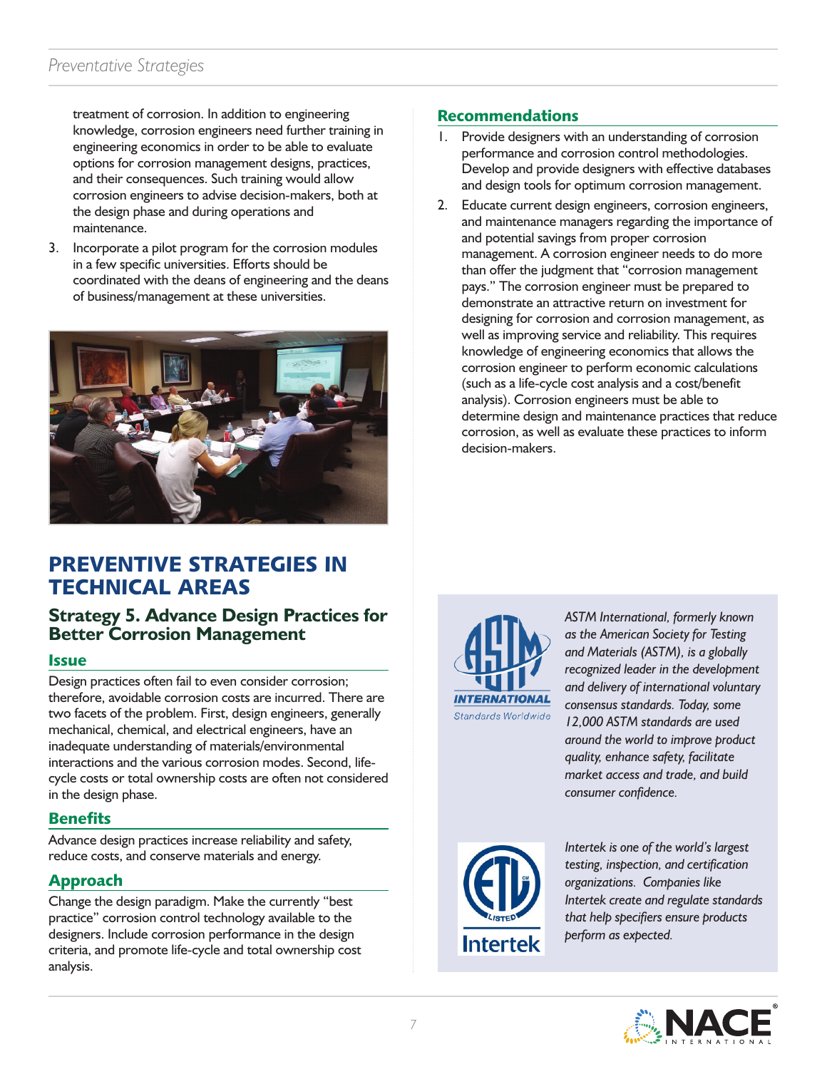treatment of corrosion. In addition to engineering knowledge, corrosion engineers need further training in engineering economics in order to be able to evaluate options for corrosion management designs, practices, and their consequences. Such training would allow corrosion engineers to advise decision-makers, both at the design phase and during operations and maintenance.

3. Incorporate a pilot program for the corrosion modules in a few specific universities. Efforts should be coordinated with the deans of engineering and the deans of business/management at these universities.

# PREVENTIVE STRATEGIES IN TECHNICAL AREAS

## Strategy 5. Advance Design Practices for Better Corrosion Management

### Issue

Design practices often fail to even consider corrosion; therefore, avoidable corrosion costs are incurred. There are two facets of the problem. First, design engineers, generally mechanical, chemical, and electrical engineers, have an inadequate understanding of materials/environmental interactions and the various corrosion modes. Second, life-cycle costs or total ownership costs are often not considered in the design phase.

### Benefits

Advance design practices increase reliability and safety, reduce costs, and conserve materials and energy.

### Approach

Change the design paradigm. Make the currently "best practice" corrosion control technology available to the designers. Include corrosion performance in the design criteria, and promote life-cycle and total ownership cost analysis.

### Recommendations

1. Provide designers with an understanding of corrosion performance and corrosion control methodologies. Develop and provide designers with effective databases and design tools for optimum corrosion management.
2. Educate current design engineers, corrosion engineers, and maintenance managers regarding the importance of and potential savings from proper corrosion management. A corrosion engineer needs to do more than offer the judgment that "corrosion management pays." The corrosion engineer must be prepared to demonstrate an attractive return on investment for designing for corrosion and corrosion management, as well as improving service and reliability. This requires knowledge of engineering economics that allows the corrosion engineer to perform economic calculations (such as a life-cycle cost analysis and a cost/benefit analysis). Corrosion engineers must be able to determine design and maintenance practices that reduce corrosion, as well as evaluate these practices to inform decision-makers.

*ASTM International, formerly known as the American Society for Testing and Materials (ASTM), is a globally recognized leader in the development and delivery of international voluntary consensus standards. Today, some 12,000 ASTM standards are used around the world to improve product quality, enhance safety, facilitate market access and trade, and build consumer confidence.*

*Intertek is one of the world's largest testing, inspection, and certification organizations. Companies like Intertek create and regulate standards that help specifiers ensure products perform as expected.*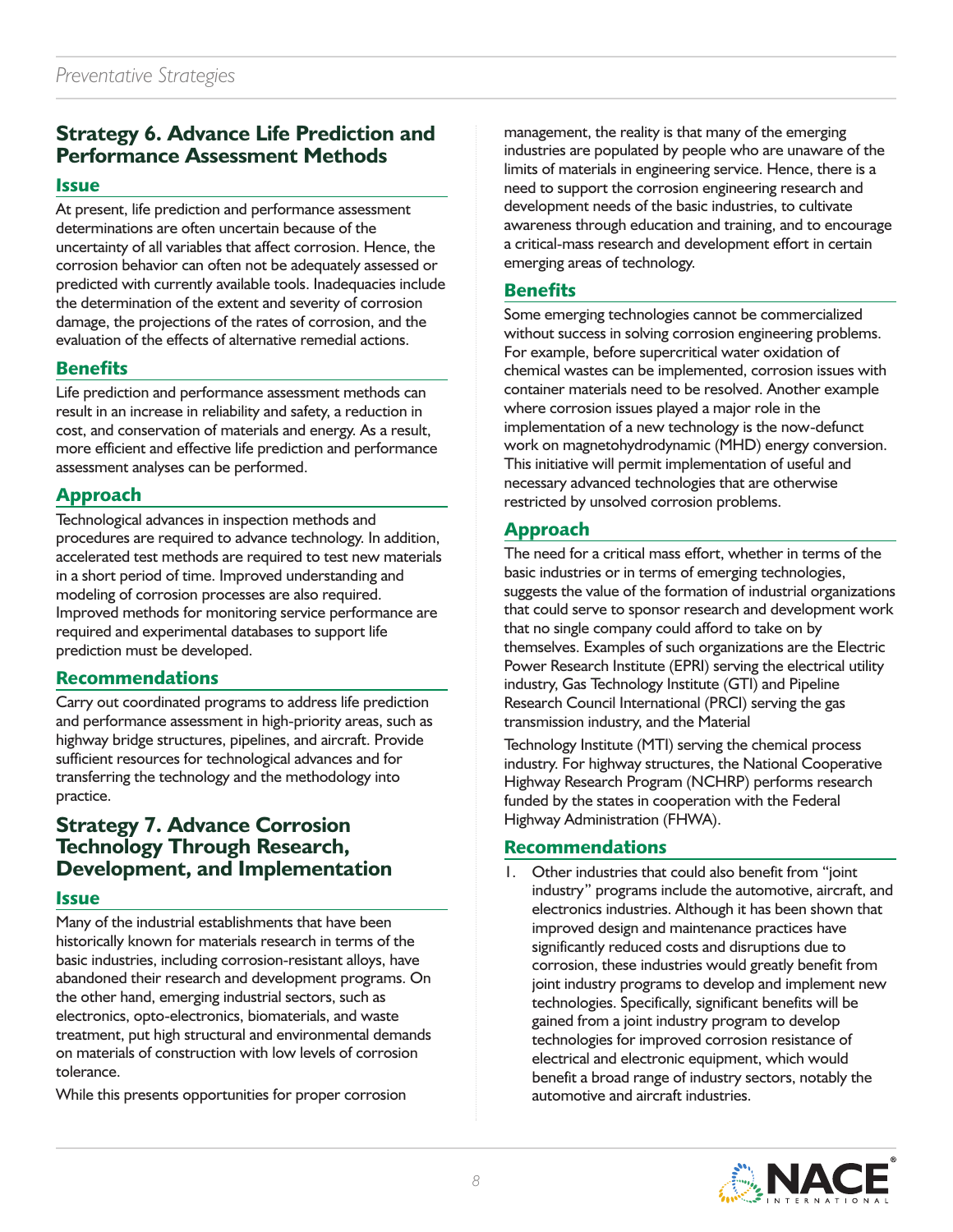## Strategy 6. Advance Life Prediction and Performance Assessment Methods

### Issue

At present, life prediction and performance assessment determinations are often uncertain because of the uncertainty of all variables that affect corrosion. Hence, the corrosion behavior can often not be adequately assessed or predicted with currently available tools. Inadequacies include the determination of the extent and severity of corrosion damage, the projections of the rates of corrosion, and the evaluation of the effects of alternative remedial actions.

### Benefits

Life prediction and performance assessment methods can result in an increase in reliability and safety, a reduction in cost, and conservation of materials and energy. As a result, more efficient and effective life prediction and performance assessment analyses can be performed.

### Approach

Technological advances in inspection methods and procedures are required to advance technology. In addition, accelerated test methods are required to test new materials in a short period of time. Improved understanding and modeling of corrosion processes are also required. Improved methods for monitoring service performance are required and experimental databases to support life prediction must be developed.

### Recommendations

Carry out coordinated programs to address life prediction and performance assessment in high-priority areas, such as highway bridge structures, pipelines, and aircraft. Provide sufficient resources for technological advances and for transferring the technology and the methodology into practice.

## Strategy 7. Advance Corrosion Technology Through Research, Development, and Implementation

### Issue

Many of the industrial establishments that have been historically known for materials research in terms of the basic industries, including corrosion-resistant alloys, have abandoned their research and development programs. On the other hand, emerging industrial sectors, such as electronics, opto-electronics, biomaterials, and waste treatment, put high structural and environmental demands on materials of construction with low levels of corrosion tolerance.

While this presents opportunities for proper corrosion management, the reality is that many of the emerging industries are populated by people who are unaware of the limits of materials in engineering service. Hence, there is a need to support the corrosion engineering research and development needs of the basic industries, to cultivate awareness through education and training, and to encourage a critical-mass research and development effort in certain emerging areas of technology.

### Benefits

Some emerging technologies cannot be commercialized without success in solving corrosion engineering problems. For example, before supercritical water oxidation of chemical wastes can be implemented, corrosion issues with container materials need to be resolved. Another example where corrosion issues played a major role in the implementation of a new technology is the now-defunct work on magnetohydrodynamic (MHD) energy conversion. This initiative will permit implementation of useful and necessary advanced technologies that are otherwise restricted by unsolved corrosion problems.

### Approach

The need for a critical mass effort, whether in terms of the basic industries or in terms of emerging technologies, suggests the value of the formation of industrial organizations that could serve to sponsor research and development work that no single company could afford to take on by themselves. Examples of such organizations are the Electric Power Research Institute (EPRI) serving the electrical utility industry, Gas Technology Institute (GTI) and Pipeline Research Council International (PRCI) serving the gas transmission industry, and the Material Technology Institute (MTI) serving the chemical process industry. For highway structures, the National Cooperative Highway Research Program (NCHRP) performs research funded by the states in cooperation with the Federal Highway Administration (FHWA).

### Recommendations

1. Other industries that could also benefit from "joint industry" programs include the automotive, aircraft, and electronics industries. Although it has been shown that improved design and maintenance practices have significantly reduced costs and disruptions due to corrosion, these industries would greatly benefit from joint industry programs to develop and implement new technologies. Specifically, significant benefits will be gained from a joint industry program to develop technologies for improved corrosion resistance of electrical and electronic equipment, which would benefit a broad range of industry sectors, notably the automotive and aircraft industries.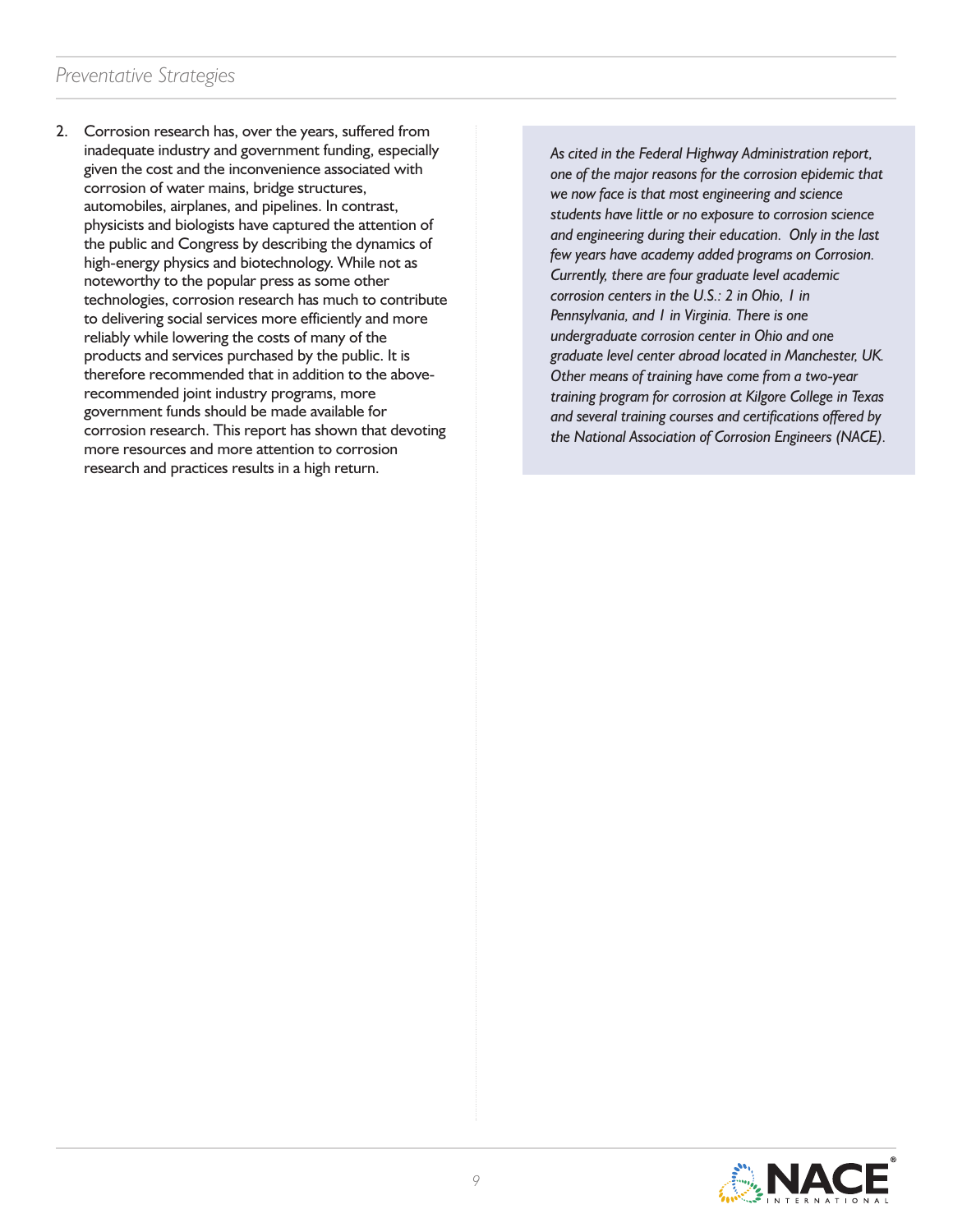2. Corrosion research has, over the years, suffered from inadequate industry and government funding, especially given the cost and the inconvenience associated with corrosion of water mains, bridge structures, automobiles, airplanes, and pipelines. In contrast, physicists and biologists have captured the attention of the public and Congress by describing the dynamics of high-energy physics and biotechnology. While not as noteworthy to the popular press as some other technologies, corrosion research has much to contribute to delivering social services more efficiently and more reliably while lowering the costs of many of the products and services purchased by the public. It is therefore recommended that in addition to the above-recommended joint industry programs, more government funds should be made available for corrosion research. This report has shown that devoting more resources and more attention to corrosion research and practices results in a high return.

*As cited in the Federal Highway Administration report, one of the major reasons for the corrosion epidemic that we now face is that most engineering and science students have little or no exposure to corrosion science and engineering during their education. Only in the last few years have academy added programs on Corrosion. Currently, there are four graduate level academic corrosion centers in the U.S.: 2 in Ohio, 1 in Pennsylvania, and 1 in Virginia. There is one undergraduate corrosion center in Ohio and one graduate level center abroad located in Manchester, UK. Other means of training have come from a two-year training program for corrosion at Kilgore College in Texas and several training courses and certifications offered by the National Association of Corrosion Engineers (NACE).*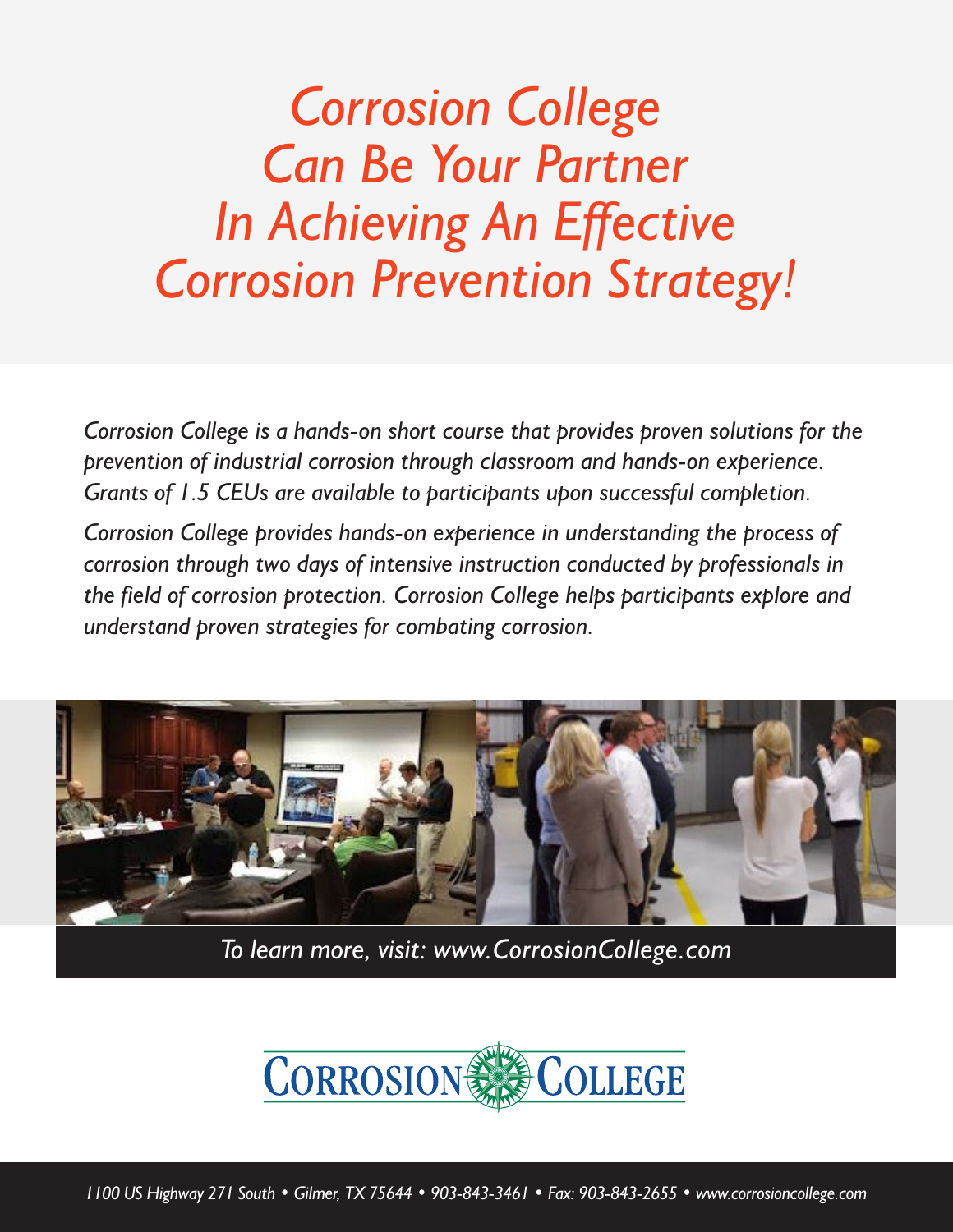# *Corrosion College Can Be Your Partner In Achieving An Effective Corrosion Prevention Strategy!*

*Corrosion College is a hands-on short course that provides proven solutions for the prevention of industrial corrosion through classroom and hands-on experience. Grants of 1.5 CEUs are available to participants upon successful completion.*

*Corrosion College provides hands-on experience in understanding the process of corrosion through two days of intensive instruction conducted by professionals in the field of corrosion protection. Corrosion College helps participants explore and understand proven strategies for combating corrosion.*

*To learn more, visit: www.CorrosionCollege.com*

CORROSION COLLEGE

*1100 US Highway 271 South • Gilmer, TX 75644 • 903-843-3461 • Fax: 903-843-2655 • www.corrosioncollege.com*